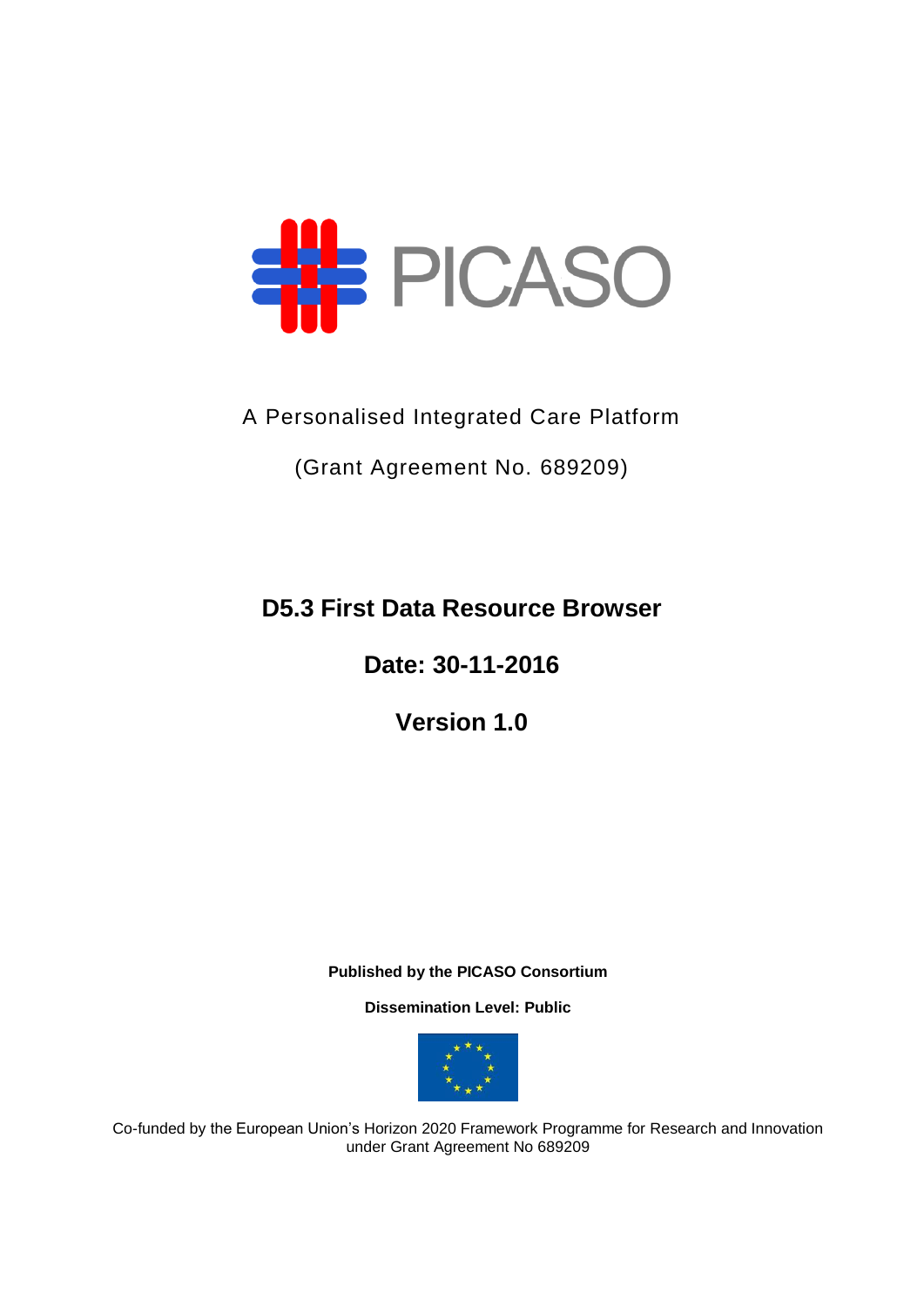# PICASO

A Personalised Integrated Care Platform

(Grant Agreement No. 689209)

## D5.3 First Data Resource Browser

## Date: 30-11-2016

## Version 1.0

**Published by the PICASO Consortium**

**Dissemination Level: Public**

Co-funded by the European Union's Horizon 2020 Framework Programme for Research and Innovation under Grant Agreement No 689209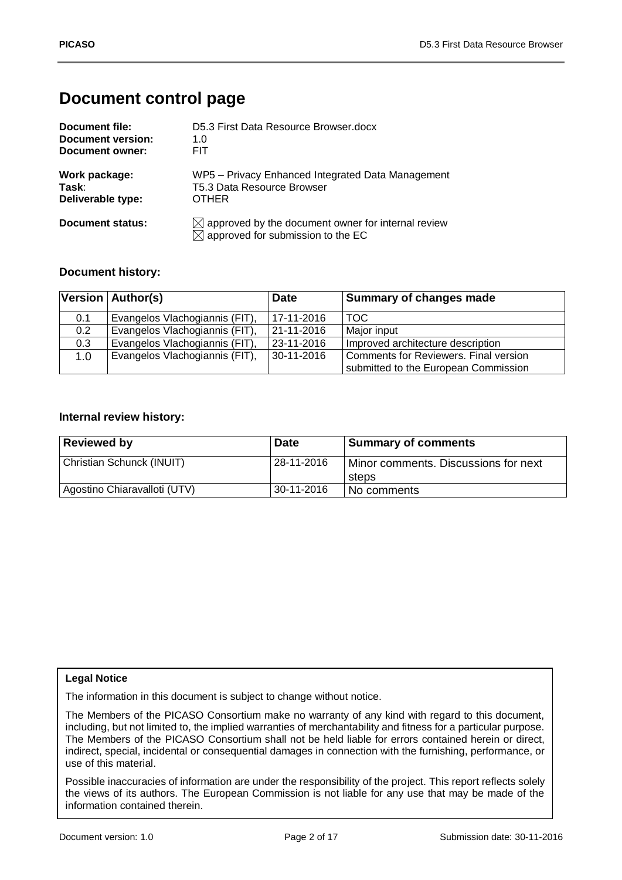# Document control page

| | |
|---|---|
| **Document file:** | D5.3 First Data Resource Browser.docx |
| **Document version:** | 1.0 |
| **Document owner:** | FIT |
| **Work package:** | WP5 – Privacy Enhanced Integrated Data Management |
| **Task**: | T5.3 Data Resource Browser |
| **Deliverable type:** | OTHER |
| **Document status:** | ☒ approved by the document owner for internal review<br>☒ approved for submission to the EC |

### Document history:

| Version | Author(s) | Date | Summary of changes made |
|---|---|---|---|
| 0.1 | Evangelos Vlachogiannis (FIT), | 17-11-2016 | TOC |
| 0.2 | Evangelos Vlachogiannis (FIT), | 21-11-2016 | Major input |
| 0.3 | Evangelos Vlachogiannis (FIT), | 23-11-2016 | Improved architecture description |
| 1.0 | Evangelos Vlachogiannis (FIT), | 30-11-2016 | Comments for Reviewers. Final version submitted to the European Commission |

### Internal review history:

| Reviewed by | Date | Summary of comments |
|---|---|---|
| Christian Schunck (INUIT) | 28-11-2016 | Minor comments. Discussions for next steps |
| Agostino Chiaravalloti (UTV) | 30-11-2016 | No comments |

**Legal Notice**

The information in this document is subject to change without notice.

The Members of the PICASO Consortium make no warranty of any kind with regard to this document, including, but not limited to, the implied warranties of merchantability and fitness for a particular purpose. The Members of the PICASO Consortium shall not be held liable for errors contained herein or direct, indirect, special, incidental or consequential damages in connection with the furnishing, performance, or use of this material.

Possible inaccuracies of information are under the responsibility of the project. This report reflects solely the views of its authors. The European Commission is not liable for any use that may be made of the information contained therein.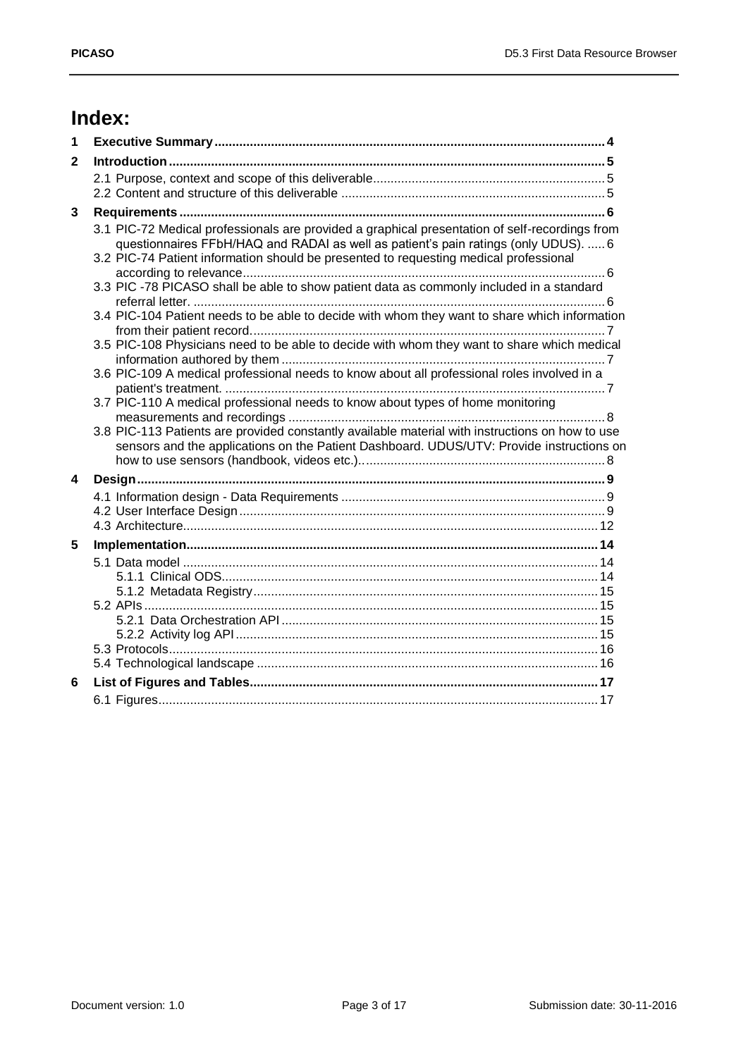# Index:

| | | |
|---|---|---|
| 1 | **Executive Summary** | **4** |
| 2 | **Introduction** | **5** |
| | 2.1 Purpose, context and scope of this deliverable | 5 |
| | 2.2 Content and structure of this deliverable | 5 |
| 3 | **Requirements** | **6** |
| | 3.1 PIC-72 Medical professionals are provided a graphical presentation of self-recordings from questionnaires FFbH/HAQ and RADAI as well as patient's pain ratings (only UDUS). | 6 |
| | 3.2 PIC-74 Patient information should be presented to requesting medical professional according to relevance | 6 |
| | 3.3 PIC -78 PICASO shall be able to show patient data as commonly included in a standard referral letter. | 6 |
| | 3.4 PIC-104 Patient needs to be able to decide with whom they want to share which information from their patient record | 7 |
| | 3.5 PIC-108 Physicians need to be able to decide with whom they want to share which medical information authored by them | 7 |
| | 3.6 PIC-109 A medical professional needs to know about all professional roles involved in a patient's treatment. | 7 |
| | 3.7 PIC-110 A medical professional needs to know about types of home monitoring measurements and recordings | 8 |
| | 3.8 PIC-113 Patients are provided constantly available material with instructions on how to use sensors and the applications on the Patient Dashboard. UDUS/UTV: Provide instructions on how to use sensors (handbook, videos etc.). | 8 |
| 4 | **Design** | **9** |
| | 4.1 Information design - Data Requirements | 9 |
| | 4.2 User Interface Design | 9 |
| | 4.3 Architecture | 12 |
| 5 | **Implementation** | **14** |
| | 5.1 Data model | 14 |
| | 5.1.1 Clinical ODS | 14 |
| | 5.1.2 Metadata Registry | 15 |
| | 5.2 APIs | 15 |
| | 5.2.1 Data Orchestration API | 15 |
| | 5.2.2 Activity log API | 15 |
| | 5.3 Protocols | 16 |
| | 5.4 Technological landscape | 16 |
| 6 | **List of Figures and Tables** | **17** |
| | 6.1 Figures | 17 |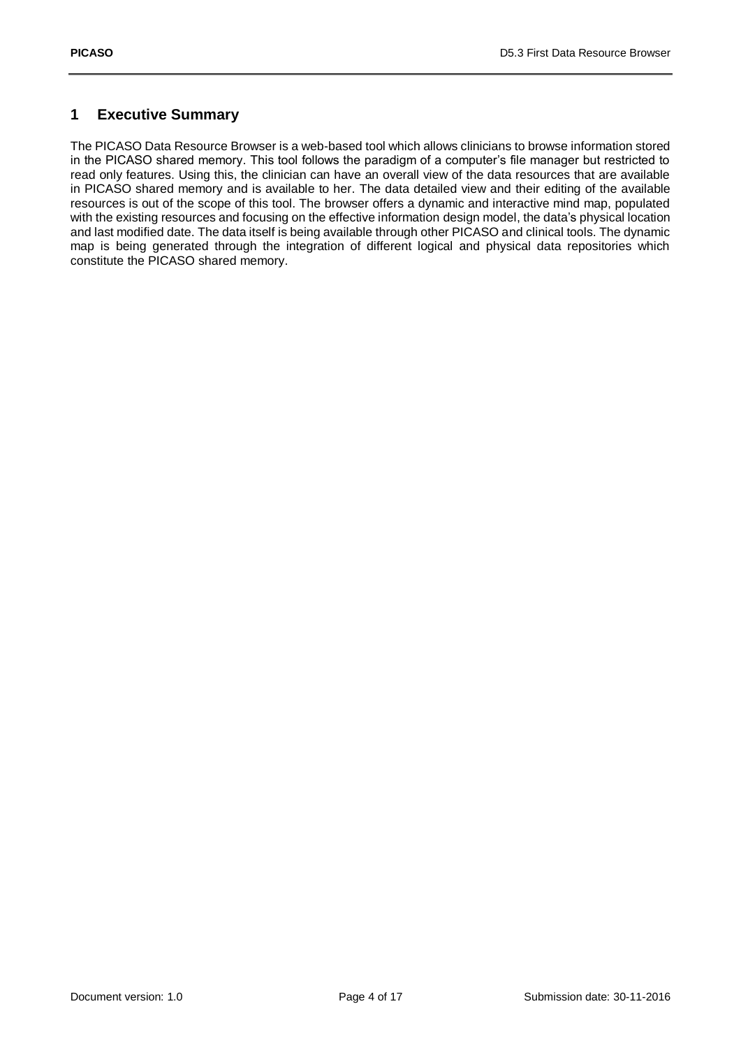# 1 Executive Summary

The PICASO Data Resource Browser is a web-based tool which allows clinicians to browse information stored in the PICASO shared memory. This tool follows the paradigm of a computer's file manager but restricted to read only features. Using this, the clinician can have an overall view of the data resources that are available in PICASO shared memory and is available to her. The data detailed view and their editing of the available resources is out of the scope of this tool. The browser offers a dynamic and interactive mind map, populated with the existing resources and focusing on the effective information design model, the data's physical location and last modified date. The data itself is being available through other PICASO and clinical tools. The dynamic map is being generated through the integration of different logical and physical data repositories which constitute the PICASO shared memory.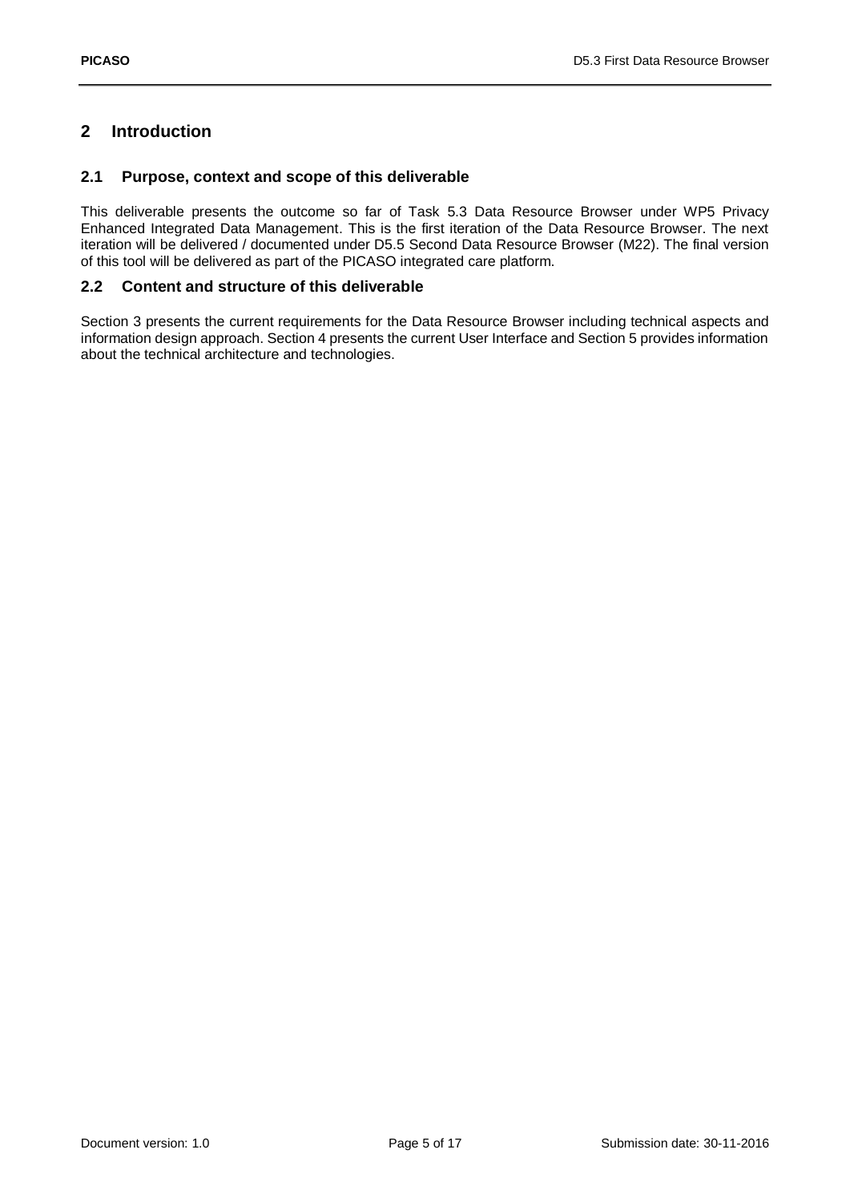# 2 Introduction

## 2.1 Purpose, context and scope of this deliverable

This deliverable presents the outcome so far of Task 5.3 Data Resource Browser under WP5 Privacy Enhanced Integrated Data Management. This is the first iteration of the Data Resource Browser. The next iteration will be delivered / documented under D5.5 Second Data Resource Browser (M22). The final version of this tool will be delivered as part of the PICASO integrated care platform.

## 2.2 Content and structure of this deliverable

Section 3 presents the current requirements for the Data Resource Browser including technical aspects and information design approach. Section 4 presents the current User Interface and Section 5 provides information about the technical architecture and technologies.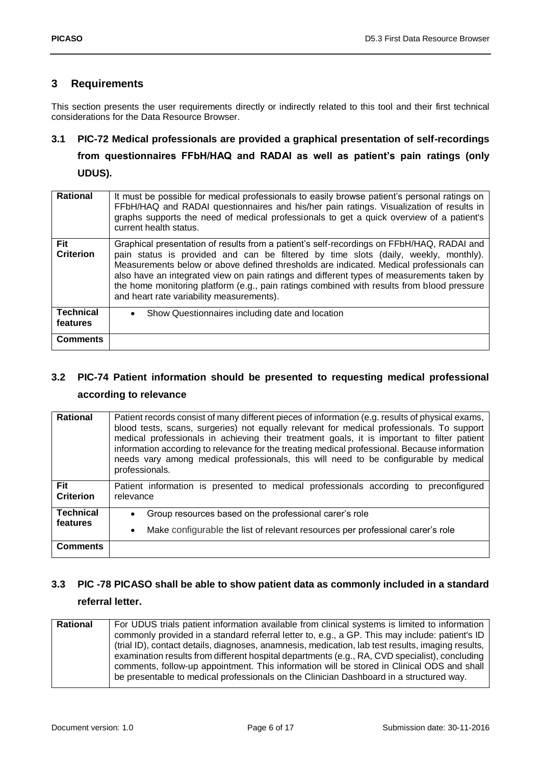# 3 Requirements

This section presents the user requirements directly or indirectly related to this tool and their first technical considerations for the Data Resource Browser.

## 3.1 PIC-72 Medical professionals are provided a graphical presentation of self-recordings from questionnaires FFbH/HAQ and RADAI as well as patient's pain ratings (only UDUS).

| **Rational** | It must be possible for medical professionals to easily browse patient's personal ratings on FFbH/HAQ and RADAI questionnaires and his/her pain ratings. Visualization of results in graphs supports the need of medical professionals to get a quick overview of a patient's current health status. |
|---|---|
| **Fit Criterion** | Graphical presentation of results from a patient's self-recordings on FFbH/HAQ, RADAI and pain status is provided and can be filtered by time slots (daily, weekly, monthly). Measurements below or above defined thresholds are indicated. Medical professionals can also have an integrated view on pain ratings and different types of measurements taken by the home monitoring platform (e.g., pain ratings combined with results from blood pressure and heart rate variability measurements). |
| **Technical features** | • Show Questionnaires including date and location |
| **Comments** | |

## 3.2 PIC-74 Patient information should be presented to requesting medical professional according to relevance

| **Rational** | Patient records consist of many different pieces of information (e.g. results of physical exams, blood tests, scans, surgeries) not equally relevant for medical professionals. To support medical professionals in achieving their treatment goals, it is important to filter patient information according to relevance for the treating medical professional. Because information needs vary among medical professionals, this will need to be configurable by medical professionals. |
|---|---|
| **Fit Criterion** | Patient information is presented to medical professionals according to preconfigured relevance |
| **Technical features** | • Group resources based on the professional carer's role<br>• Make configurable the list of relevant resources per professional carer's role |
| **Comments** | |

## 3.3 PIC -78 PICASO shall be able to show patient data as commonly included in a standard referral letter.

| **Rational** | For UDUS trials patient information available from clinical systems is limited to information commonly provided in a standard referral letter to, e.g., a GP. This may include: patient's ID (trial ID), contact details, diagnoses, anamnesis, medication, lab test results, imaging results, examination results from different hospital departments (e.g., RA, CVD specialist), concluding comments, follow-up appointment. This information will be stored in Clinical ODS and shall be presentable to medical professionals on the Clinician Dashboard in a structured way. |
|---|---|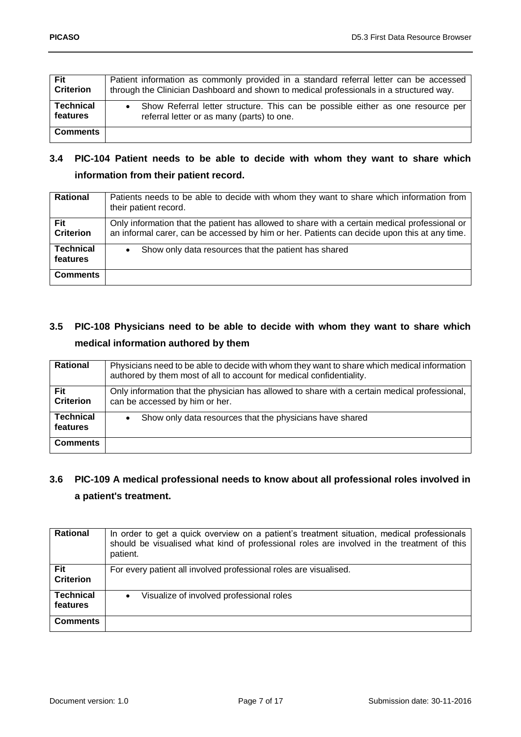| | |
|---|---|
| **Fit Criterion** | Patient information as commonly provided in a standard referral letter can be accessed through the Clinician Dashboard and shown to medical professionals in a structured way. |
| **Technical features** | • Show Referral letter structure. This can be possible either as one resource per referral letter or as many (parts) to one. |
| **Comments** | |

### 3.4 PIC-104 Patient needs to be able to decide with whom they want to share which information from their patient record.

| | |
|---|---|
| **Rational** | Patients needs to be able to decide with whom they want to share which information from their patient record. |
| **Fit Criterion** | Only information that the patient has allowed to share with a certain medical professional or an informal carer, can be accessed by him or her. Patients can decide upon this at any time. |
| **Technical features** | • Show only data resources that the patient has shared |
| **Comments** | |

### 3.5 PIC-108 Physicians need to be able to decide with whom they want to share which medical information authored by them

| | |
|---|---|
| **Rational** | Physicians need to be able to decide with whom they want to share which medical information authored by them most of all to account for medical confidentiality. |
| **Fit Criterion** | Only information that the physician has allowed to share with a certain medical professional, can be accessed by him or her. |
| **Technical features** | • Show only data resources that the physicians have shared |
| **Comments** | |

### 3.6 PIC-109 A medical professional needs to know about all professional roles involved in a patient's treatment.

| | |
|---|---|
| **Rational** | In order to get a quick overview on a patient's treatment situation, medical professionals should be visualised what kind of professional roles are involved in the treatment of this patient. |
| **Fit Criterion** | For every patient all involved professional roles are visualised. |
| **Technical features** | • Visualize of involved professional roles |
| **Comments** | |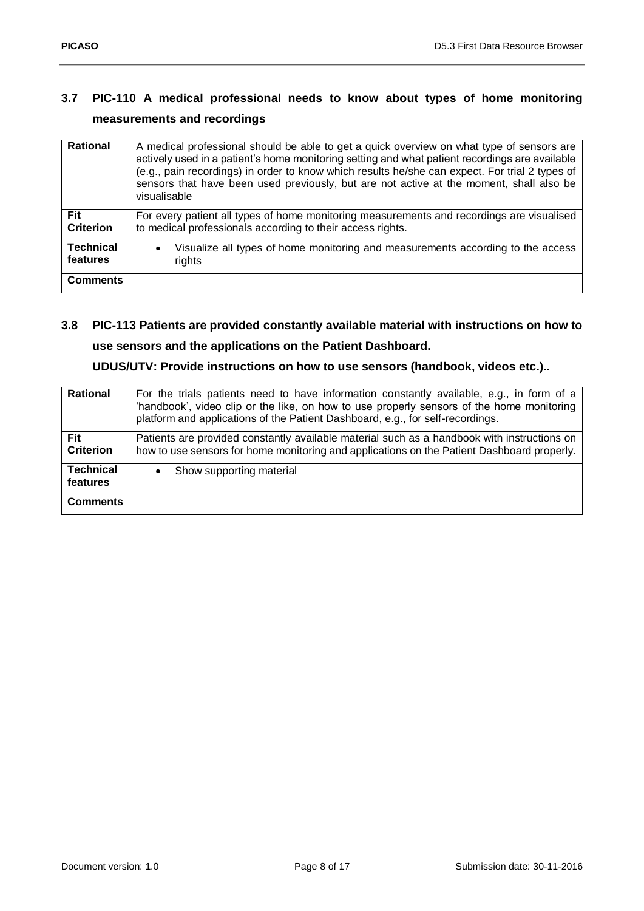## 3.7 PIC-110 A medical professional needs to know about types of home monitoring measurements and recordings

| Rational | A medical professional should be able to get a quick overview on what type of sensors are actively used in a patient's home monitoring setting and what patient recordings are available (e.g., pain recordings) in order to know which results he/she can expect. For trial 2 types of sensors that have been used previously, but are not active at the moment, shall also be visualisable |
|---|---|
| **Fit Criterion** | For every patient all types of home monitoring measurements and recordings are visualised to medical professionals according to their access rights. |
| **Technical features** | • Visualize all types of home monitoring and measurements according to the access rights |
| **Comments** | |

## 3.8 PIC-113 Patients are provided constantly available material with instructions on how to use sensors and the applications on the Patient Dashboard.

**UDUS/UTV: Provide instructions on how to use sensors (handbook, videos etc.)..**

| Rational | For the trials patients need to have information constantly available, e.g., in form of a 'handbook', video clip or the like, on how to use properly sensors of the home monitoring platform and applications of the Patient Dashboard, e.g., for self-recordings. |
|---|---|
| **Fit Criterion** | Patients are provided constantly available material such as a handbook with instructions on how to use sensors for home monitoring and applications on the Patient Dashboard properly. |
| **Technical features** | • Show supporting material |
| **Comments** | |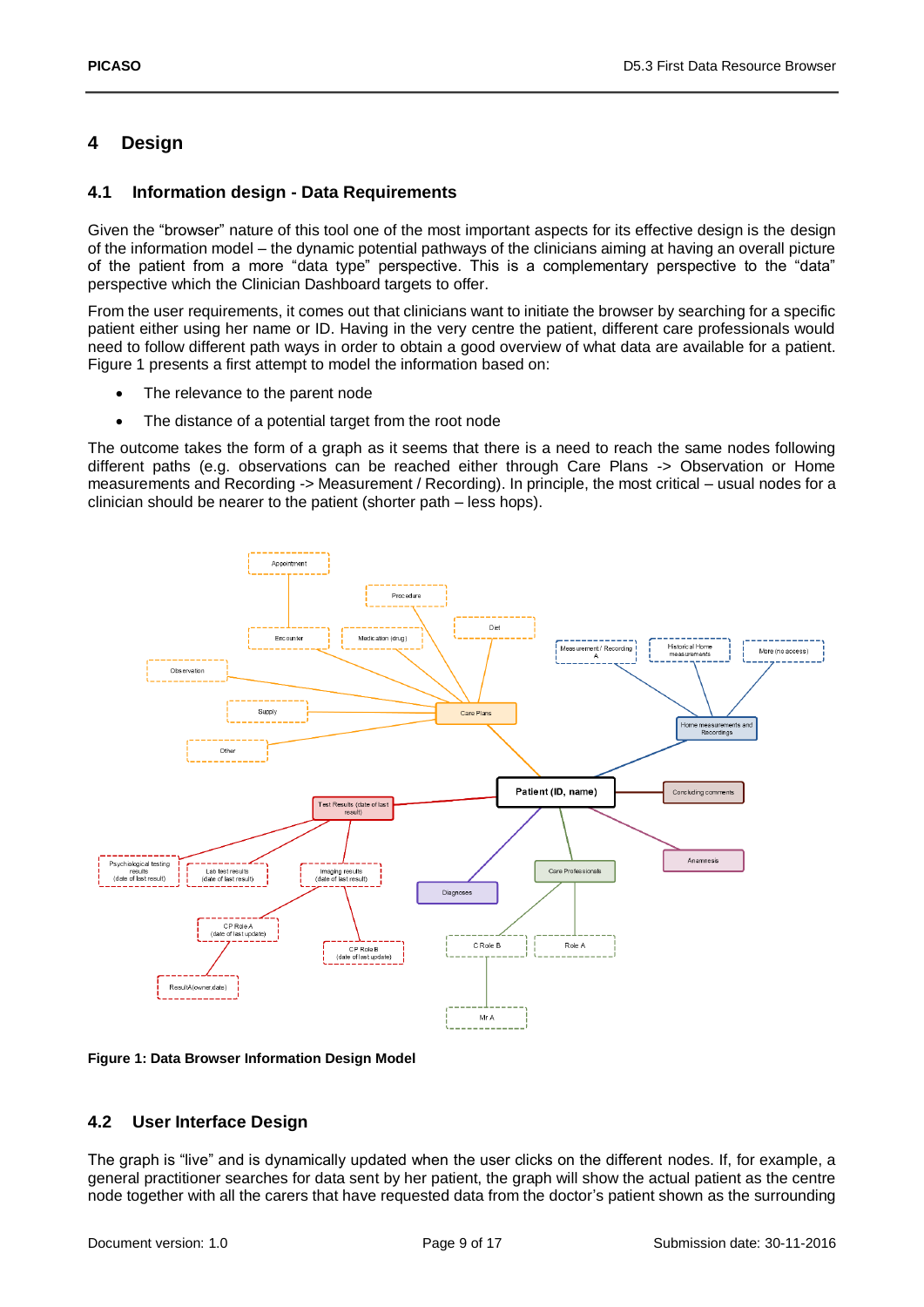# 4 Design

## 4.1 Information design - Data Requirements

Given the "browser" nature of this tool one of the most important aspects for its effective design is the design of the information model – the dynamic potential pathways of the clinicians aiming at having an overall picture of the patient from a more "data type" perspective. This is a complementary perspective to the "data" perspective which the Clinician Dashboard targets to offer.

From the user requirements, it comes out that clinicians want to initiate the browser by searching for a specific patient either using her name or ID. Having in the very centre the patient, different care professionals would need to follow different path ways in order to obtain a good overview of what data are available for a patient. Figure 1 presents a first attempt to model the information based on:

- The relevance to the parent node
- The distance of a potential target from the root node

The outcome takes the form of a graph as it seems that there is a need to reach the same nodes following different paths (e.g. observations can be reached either through Care Plans -> Observation or Home measurements and Recording -> Measurement / Recording). In principle, the most critical – usual nodes for a clinician should be nearer to the patient (shorter path – less hops).

**Figure 1: Data Browser Information Design Model**

## 4.2 User Interface Design

The graph is "live" and is dynamically updated when the user clicks on the different nodes. If, for example, a general practitioner searches for data sent by her patient, the graph will show the actual patient as the centre node together with all the carers that have requested data from the doctor's patient shown as the surrounding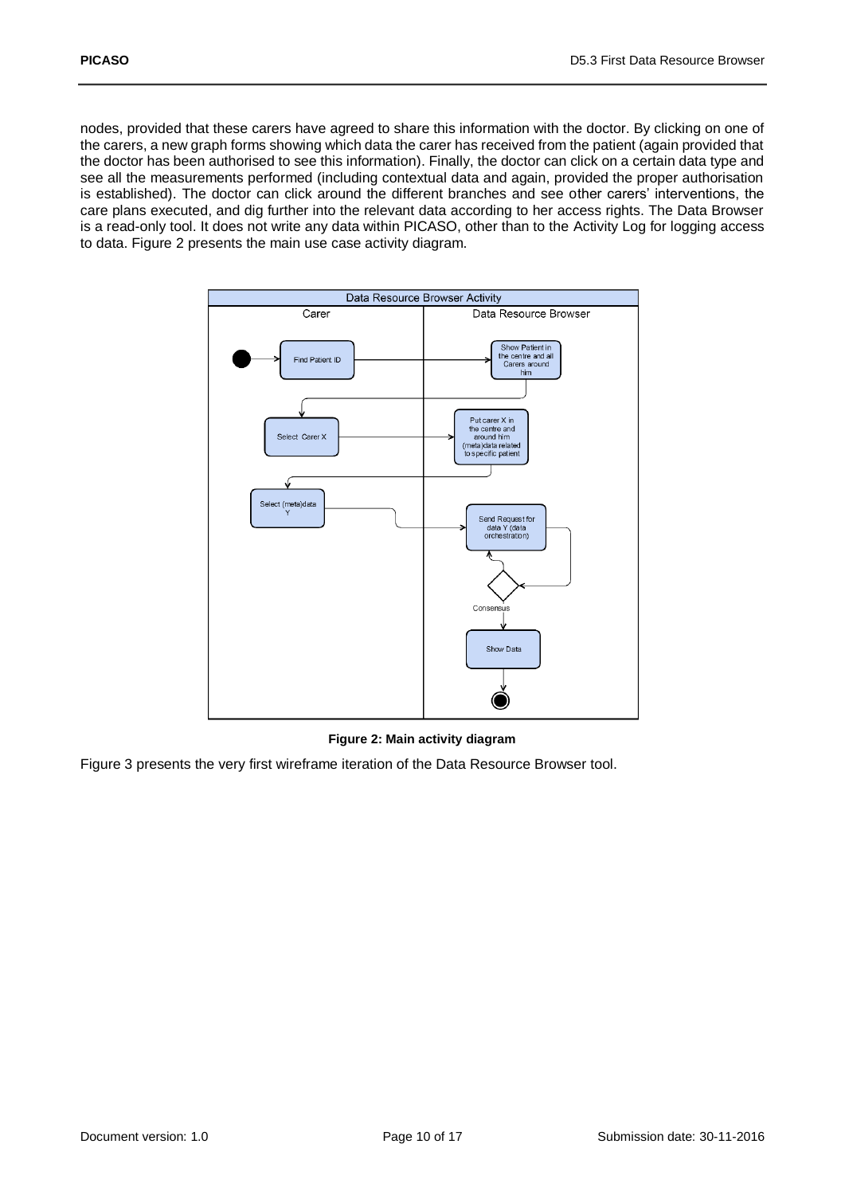nodes, provided that these carers have agreed to share this information with the doctor. By clicking on one of the carers, a new graph forms showing which data the carer has received from the patient (again provided that the doctor has been authorised to see this information). Finally, the doctor can click on a certain data type and see all the measurements performed (including contextual data and again, provided the proper authorisation is established). The doctor can click around the different branches and see other carers' interventions, the care plans executed, and dig further into the relevant data according to her access rights. The Data Browser is a read-only tool. It does not write any data within PICASO, other than to the Activity Log for logging access to data. Figure 2 presents the main use case activity diagram.

**Figure 2: Main activity diagram**

Figure 3 presents the very first wireframe iteration of the Data Resource Browser tool.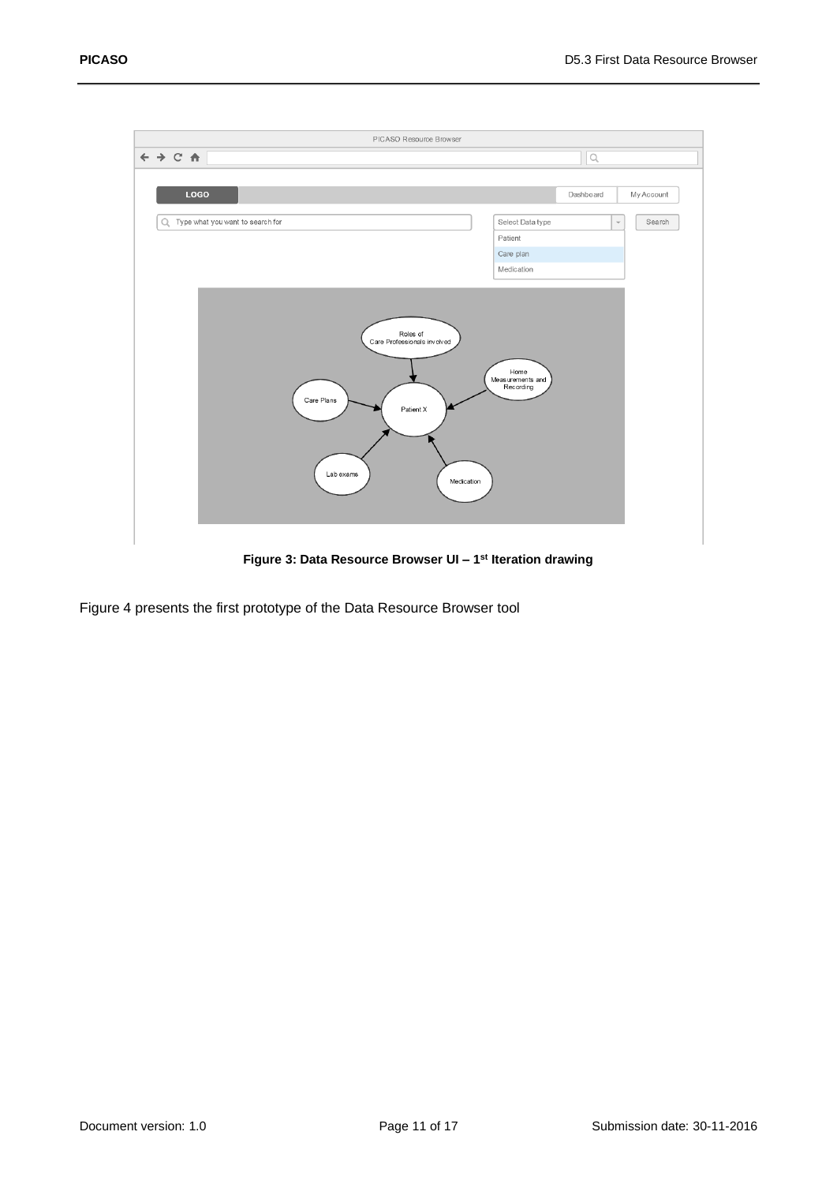Figure 3: Data Resource Browser UI – 1st Iteration drawing

Figure 4 presents the first prototype of the Data Resource Browser tool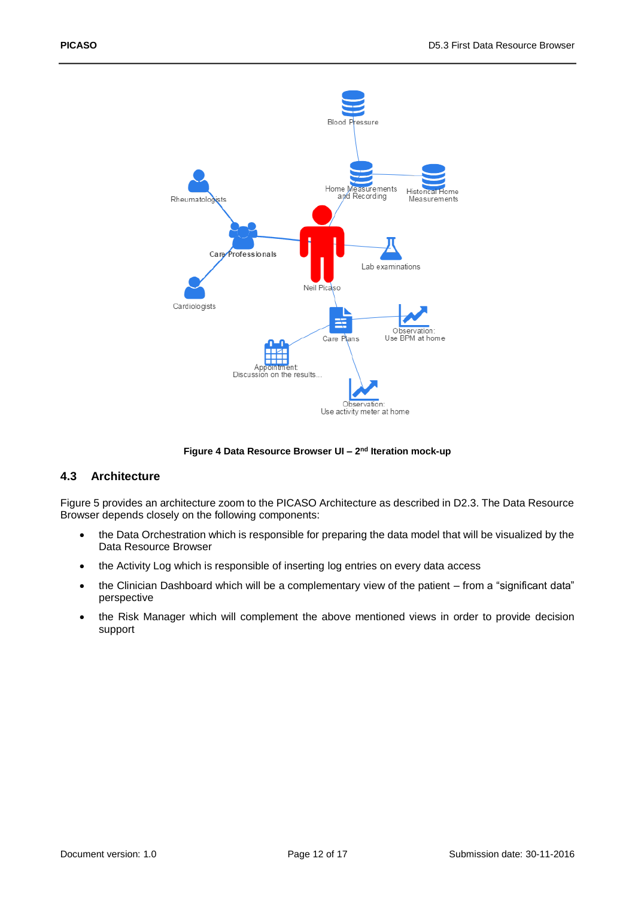Figure 4 Data Resource Browser UI – 2nd Iteration mock-up

## 4.3 Architecture

Figure 5 provides an architecture zoom to the PICASO Architecture as described in D2.3. The Data Resource Browser depends closely on the following components:

- the Data Orchestration which is responsible for preparing the data model that will be visualized by the Data Resource Browser
- the Activity Log which is responsible of inserting log entries on every data access
- the Clinician Dashboard which will be a complementary view of the patient – from a "significant data" perspective
- the Risk Manager which will complement the above mentioned views in order to provide decision support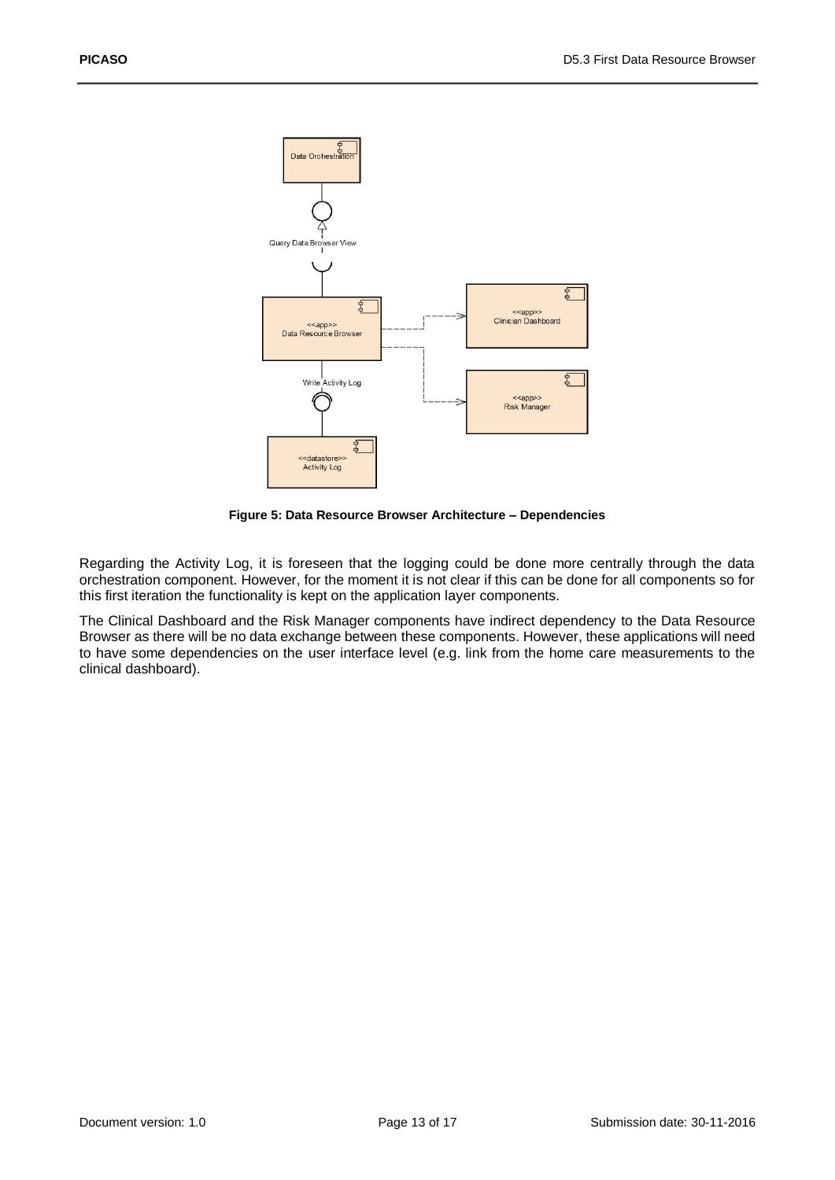Figure 5: Data Resource Browser Architecture – Dependencies

Regarding the Activity Log, it is foreseen that the logging could be done more centrally through the data orchestration component. However, for the moment it is not clear if this can be done for all components so for this first iteration the functionality is kept on the application layer components.

The Clinical Dashboard and the Risk Manager components have indirect dependency to the Data Resource Browser as there will be no data exchange between these components. However, these applications will need to have some dependencies on the user interface level (e.g. link from the home care measurements to the clinical dashboard).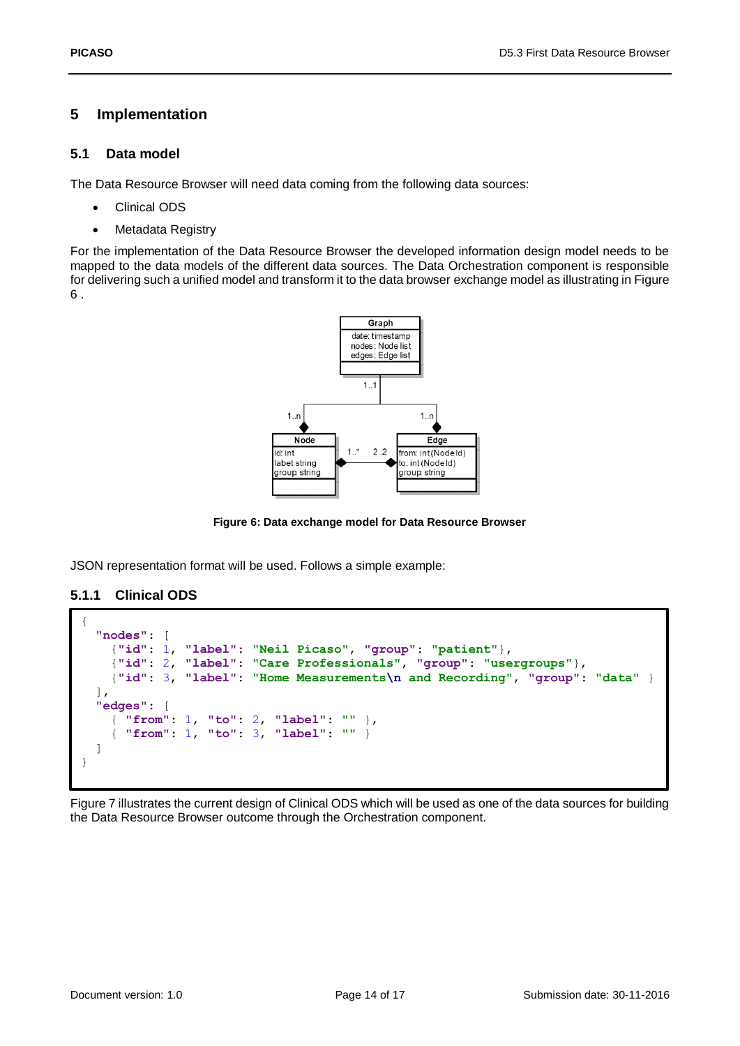# 5 Implementation

## 5.1 Data model

The Data Resource Browser will need data coming from the following data sources:

- Clinical ODS
- Metadata Registry

For the implementation of the Data Resource Browser the developed information design model needs to be mapped to the data models of the different data sources. The Data Orchestration component is responsible for delivering such a unified model and transform it to the data browser exchange model as illustrating in Figure 6 .

Figure 6: Data exchange model for Data Resource Browser

JSON representation format will be used. Follows a simple example:

### 5.1.1 Clinical ODS

```
{
  "nodes": [
    {"id": 1, "label": "Neil Picaso", "group": "patient"},
    {"id": 2, "label": "Care Professionals", "group": "usergroups"},
    {"id": 3, "label": "Home Measurements\n and Recording", "group": "data" }
  ],
  "edges": [
    { "from": 1, "to": 2, "label": "" },
    { "from": 1, "to": 3, "label": "" }
  ]
}
```

Figure 7 illustrates the current design of Clinical ODS which will be used as one of the data sources for building the Data Resource Browser outcome through the Orchestration component.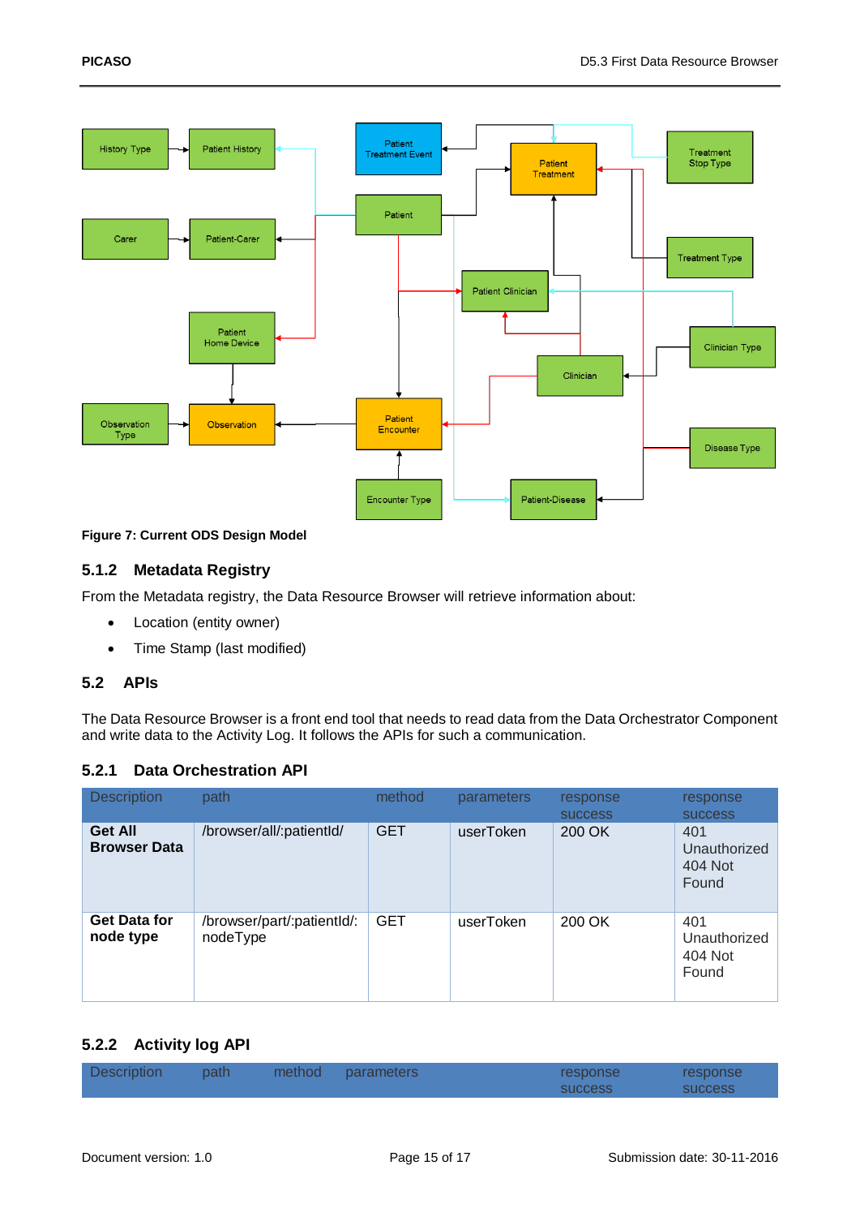**Figure 7: Current ODS Design Model**

### 5.1.2 Metadata Registry

From the Metadata registry, the Data Resource Browser will retrieve information about:

- Location (entity owner)
- Time Stamp (last modified)

## 5.2 APIs

The Data Resource Browser is a front end tool that needs to read data from the Data Orchestrator Component and write data to the Activity Log. It follows the APIs for such a communication.

### 5.2.1 Data Orchestration API

| Description | path | method | parameters | response success | response success |
|---|---|---|---|---|---|
| **Get All Browser Data** | /browser/all/:patientId/ | GET | userToken | 200 OK | 401 Unauthorized 404 Not Found |
| **Get Data for node type** | /browser/part/:patientId/: nodeType | GET | userToken | 200 OK | 401 Unauthorized 404 Not Found |

### 5.2.2 Activity log API

| Description | path | method | parameters | response success | response success |
|---|---|---|---|---|---|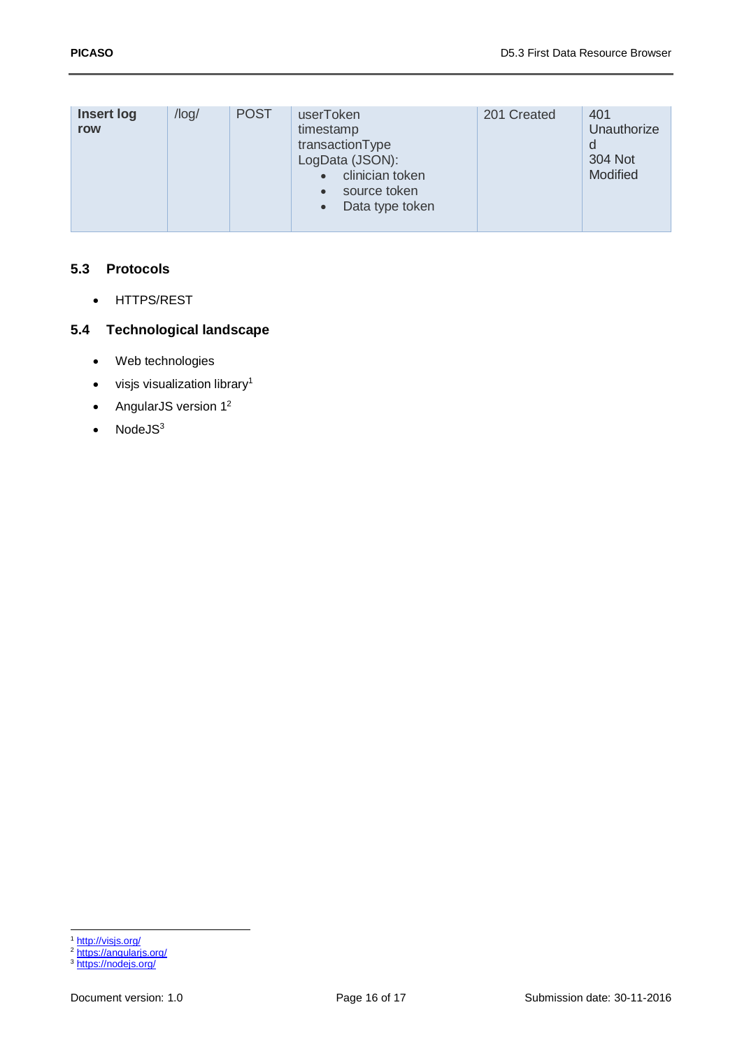| **Insert log row** | /log/ | POST | userToken<br>timestamp<br>transactionType<br>LogData (JSON):<br>• clinician token<br>• source token<br>• Data type token | 201 Created | 401 Unauthorized<br>304 Not Modified |
|---|---|---|---|---|---|

## 5.3 Protocols

- HTTPS/REST

## 5.4 Technological landscape

- Web technologies
- visjs visualization library[1]
- AngularJS version 1[2]
- NodeJS[3]

[1] http://visjs.org/
[2] https://angularjs.org/
[3] https://nodejs.org/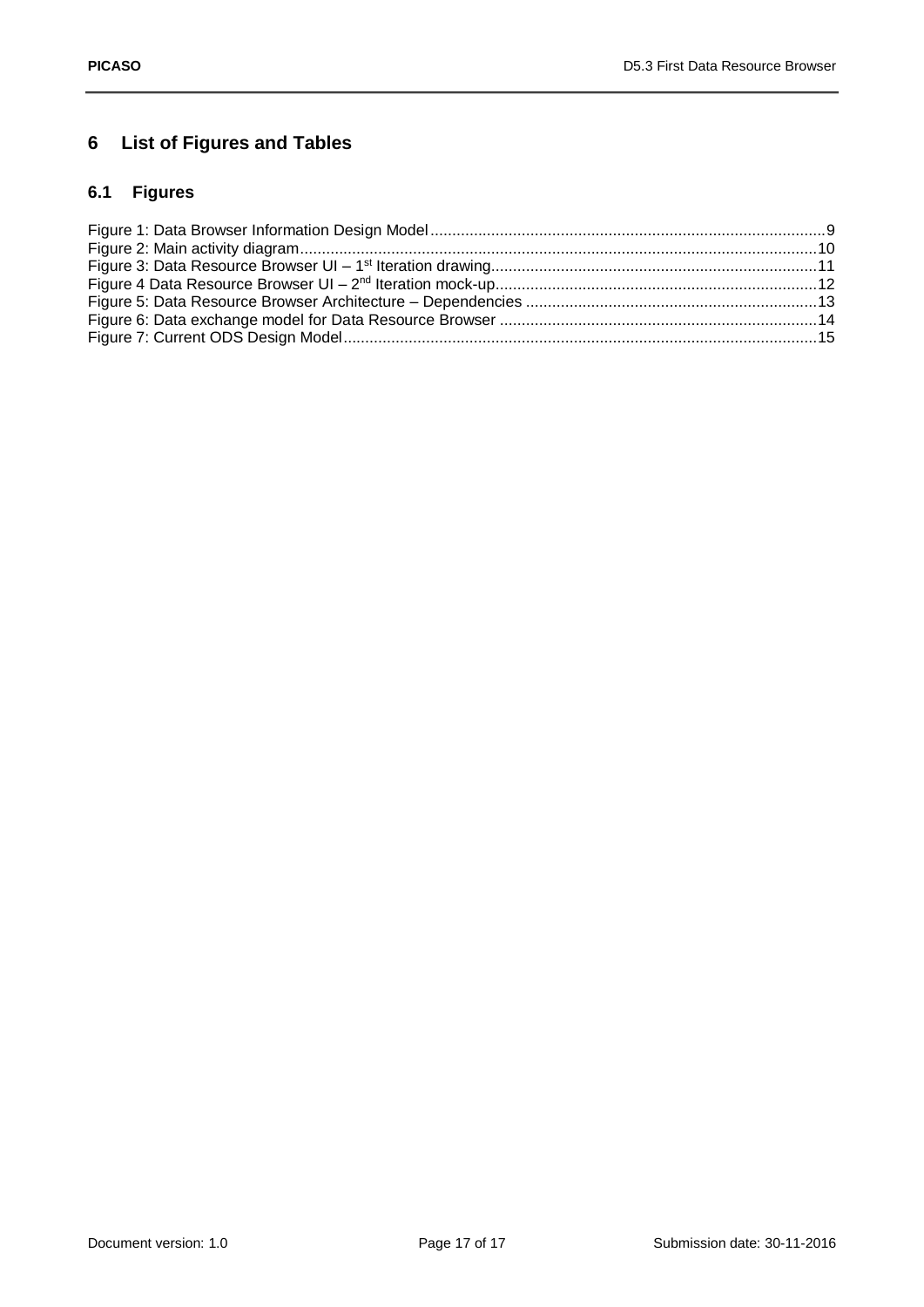# 6 List of Figures and Tables

## 6.1 Figures

Figure 1: Data Browser Information Design Model.........................................................................................9
Figure 2: Main activity diagram......................................................................................................................10
Figure 3: Data Resource Browser UI – 1st Iteration drawing..........................................................................11
Figure 4 Data Resource Browser UI – 2nd Iteration mock-up.........................................................................12
Figure 5: Data Resource Browser Architecture – Dependencies ..................................................................13
Figure 6: Data exchange model for Data Resource Browser ........................................................................14
Figure 7: Current ODS Design Model............................................................................................................15